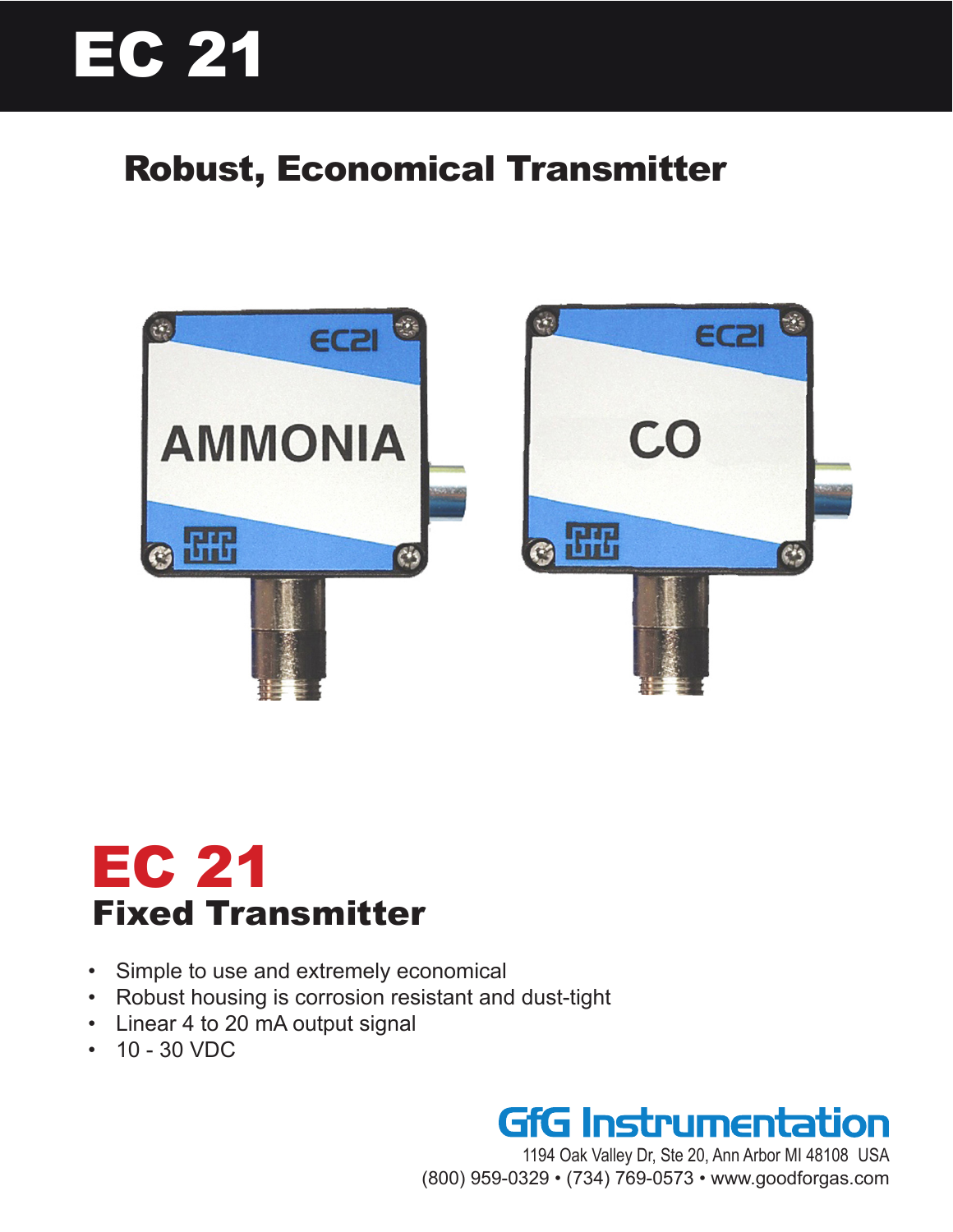# EC 21

## Robust, Economical Transmitter

# EC 21

## Fixed Transmitter

- Simple to use and extremely economical
- Robust housing is corrosion resistant and dust-tight
- Linear 4 to 20 mA output signal
- 10 - 30 VDC

**GfG Instrumentation**

1194 Oak Valley Dr, Ste 20, Ann Arbor MI 48108 USA
(800) 959-0329 • (734) 769-0573 • www.goodforgas.com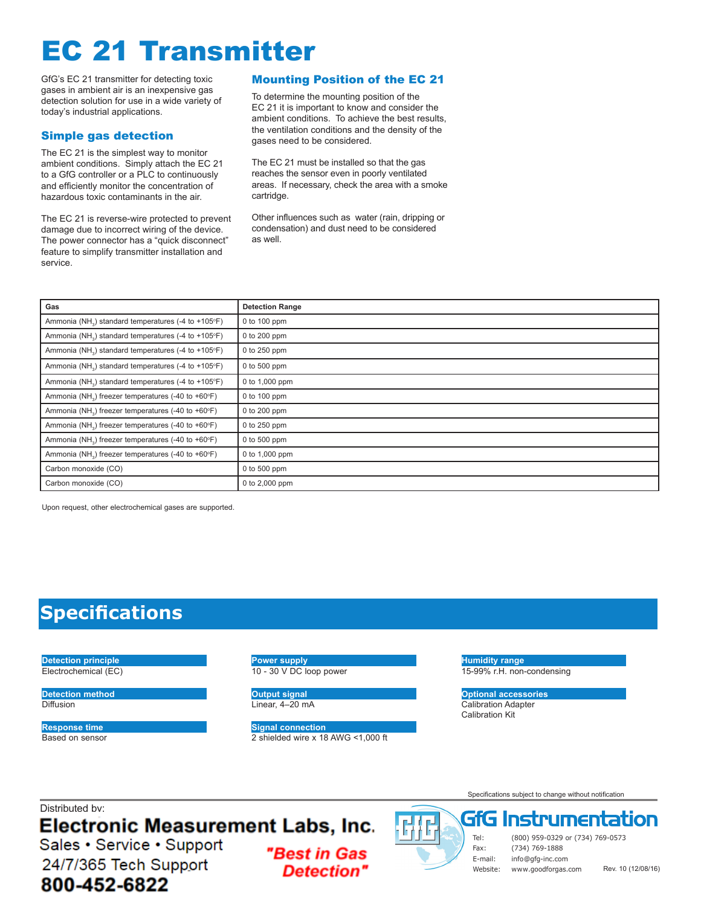# EC 21 Transmitter

GfG's EC 21 transmitter for detecting toxic gases in ambient air is an inexpensive gas detection solution for use in a wide variety of today's industrial applications.

## Simple gas detection

The EC 21 is the simplest way to monitor ambient conditions. Simply attach the EC 21 to a GfG controller or a PLC to continuously and efficiently monitor the concentration of hazardous toxic contaminants in the air.

The EC 21 is reverse-wire protected to prevent damage due to incorrect wiring of the device. The power connector has a "quick disconnect" feature to simplify transmitter installation and service.

## Mounting Position of the EC 21

To determine the mounting position of the EC 21 it is important to know and consider the ambient conditions. To achieve the best results, the ventilation conditions and the density of the gases need to be considered.

The EC 21 must be installed so that the gas reaches the sensor even in poorly ventilated areas. If necessary, check the area with a smoke cartridge.

Other influences such as water (rain, dripping or condensation) and dust need to be considered as well.

| Gas | Detection Range |
|---|---|
| Ammonia ($NH_3$) standard temperatures (-4 to +105°F) | 0 to 100 ppm |
| Ammonia ($NH_3$) standard temperatures (-4 to +105°F) | 0 to 200 ppm |
| Ammonia ($NH_3$) standard temperatures (-4 to +105°F) | 0 to 250 ppm |
| Ammonia ($NH_3$) standard temperatures (-4 to +105°F) | 0 to 500 ppm |
| Ammonia ($NH_3$) standard temperatures (-4 to +105°F) | 0 to 1,000 ppm |
| Ammonia ($NH_3$) freezer temperatures (-40 to +60°F) | 0 to 100 ppm |
| Ammonia ($NH_3$) freezer temperatures (-40 to +60°F) | 0 to 200 ppm |
| Ammonia ($NH_3$) freezer temperatures (-40 to +60°F) | 0 to 250 ppm |
| Ammonia ($NH_3$) freezer temperatures (-40 to +60°F) | 0 to 500 ppm |
| Ammonia ($NH_3$) freezer temperatures (-40 to +60°F) | 0 to 1,000 ppm |
| Carbon monoxide (CO) | 0 to 500 ppm |
| Carbon monoxide (CO) | 0 to 2,000 ppm |

Upon request, other electrochemical gases are supported.

# Specifications

**Detection principle**
Electrochemical (EC)

**Detection method**
Diffusion

**Response time**
Based on sensor

**Power supply**
10 - 30 V DC loop power

**Output signal**
Linear, 4–20 mA

**Signal connection**
2 shielded wire x 18 AWG <1,000 ft

**Humidity range**
15-99% r.H. non-condensing

**Optional accessories**
Calibration Adapter
Calibration Kit

Specifications subject to change without notification

Distributed by:

**Electronic Measurement Labs, Inc.**
Sales • Service • Support
24/7/365 Tech Support
**800-452-6822**

***"Best in Gas Detection"***

**GfG Instrumentation**

Tel: (800) 959-0329 or (734) 769-0573
Fax: (734) 769-1888
E-mail: info@gfg-inc.com
Website: www.goodforgas.com

Rev. 10 (12/08/16)